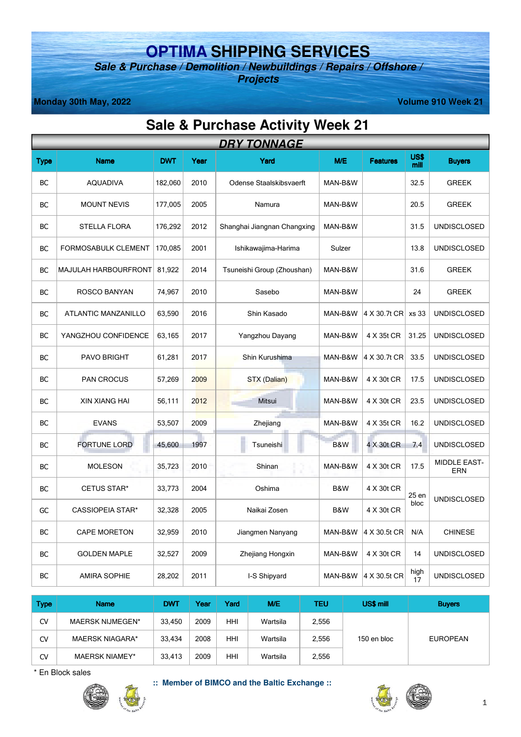# OPTIMA SHIPPING SERVICES

***Sale & Purchase / Demolition / Newbuildings / Repairs / Offshore / Projects***

**Monday 30th May, 2022** — **Volume 910 Week 21**

## Sale & Purchase Activity Week 21

### *DRY TONNAGE*

| Type | Name | DWT | Year | Yard | M/E | Features | US$ mill | Buyers |
|---|---|---|---|---|---|---|---|---|
| BC | AQUADIVA | 182,060 | 2010 | Odense Staalskibsvaerft | MAN-B&W | | 32.5 | GREEK |
| BC | MOUNT NEVIS | 177,005 | 2005 | Namura | MAN-B&W | | 20.5 | GREEK |
| BC | STELLA FLORA | 176,292 | 2012 | Shanghai Jiangnan Changxing | MAN-B&W | | 31.5 | UNDISCLOSED |
| BC | FORMOSABULK CLEMENT | 170,085 | 2001 | Ishikawajima-Harima | Sulzer | | 13.8 | UNDISCLOSED |
| BC | MAJULAH HARBOURFRONT | 81,922 | 2014 | Tsuneishi Group (Zhoushan) | MAN-B&W | | 31.6 | GREEK |
| BC | ROSCO BANYAN | 74,967 | 2010 | Sasebo | MAN-B&W | | 24 | GREEK |
| BC | ATLANTIC MANZANILLO | 63,590 | 2016 | Shin Kasado | MAN-B&W | 4 X 30.7t CR | xs 33 | UNDISCLOSED |
| BC | YANGZHOU CONFIDENCE | 63,165 | 2017 | Yangzhou Dayang | MAN-B&W | 4 X 35t CR | 31.25 | UNDISCLOSED |
| BC | PAVO BRIGHT | 61,281 | 2017 | Shin Kurushima | MAN-B&W | 4 X 30.7t CR | 33.5 | UNDISCLOSED |
| BC | PAN CROCUS | 57,269 | 2009 | STX (Dalian) | MAN-B&W | 4 X 30t CR | 17.5 | UNDISCLOSED |
| BC | XIN XIANG HAI | 56,111 | 2012 | Mitsui | MAN-B&W | 4 X 30t CR | 23.5 | UNDISCLOSED |
| BC | EVANS | 53,507 | 2009 | Zhejiang | MAN-B&W | 4 X 35t CR | 16.2 | UNDISCLOSED |
| BC | FORTUNE LORD | 45,600 | 1997 | Tsuneishi | B&W | 4 X 30t CR | 7.4 | UNDISCLOSED |
| BC | MOLESON | 35,723 | 2010 | Shinan | MAN-B&W | 4 X 30t CR | 17.5 | MIDDLE EASTERN |
| BC | CETUS STAR* | 33,773 | 2004 | Oshima | B&W | 4 X 30t CR | 25 en bloc | UNDISCLOSED |
| GC | CASSIOPEIA STAR* | 32,328 | 2005 | Naikai Zosen | B&W | 4 X 30t CR | | |
| BC | CAPE MORETON | 32,959 | 2010 | Jiangmen Nanyang | MAN-B&W | 4 X 30.5t CR | N/A | CHINESE |
| BC | GOLDEN MAPLE | 32,527 | 2009 | Zhejiang Hongxin | MAN-B&W | 4 X 30t CR | 14 | UNDISCLOSED |
| BC | AMIRA SOPHIE | 28,202 | 2011 | I-S Shipyard | MAN-B&W | 4 X 30.5t CR | high 17 | UNDISCLOSED |

| Type | Name | DWT | Year | Yard | M/E | TEU | US$ mill | Buyers |
|---|---|---|---|---|---|---|---|---|
| CV | MAERSK NIJMEGEN* | 33,450 | 2009 | HHI | Wartsila | 2,556 | 150 en bloc | EUROPEAN |
| CV | MAERSK NIAGARA* | 33,434 | 2008 | HHI | Wartsila | 2,556 | | |
| CV | MAERSK NIAMEY* | 33,413 | 2009 | HHI | Wartsila | 2,556 | | |

\* En Block sales

**:: Member of BIMCO and the Baltic Exchange ::**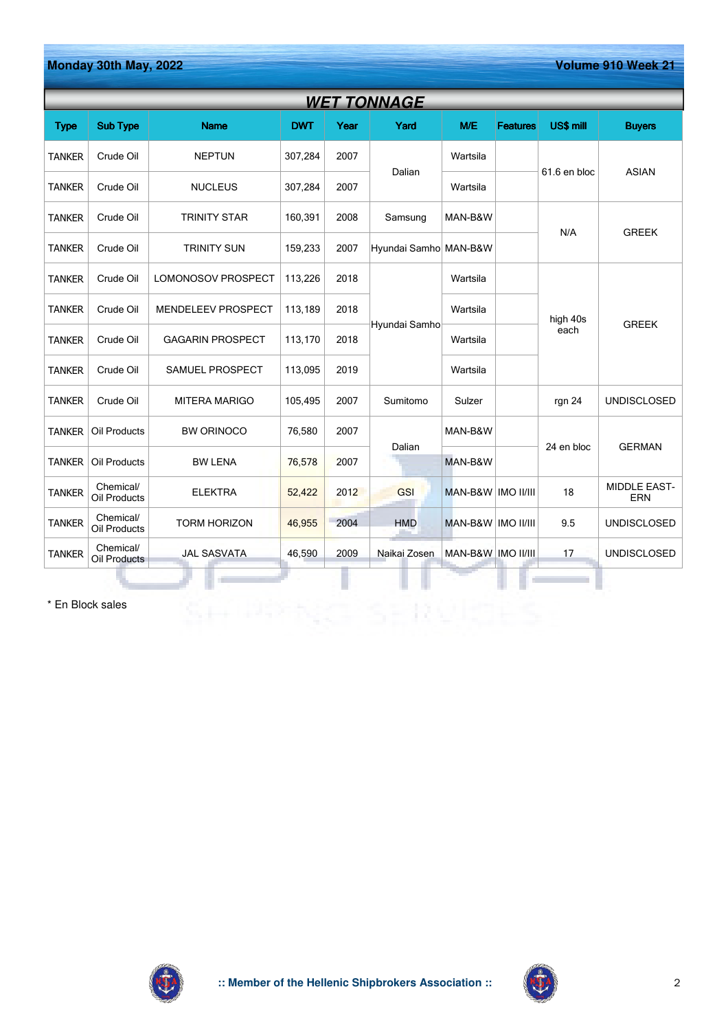## WET TONNAGE

| Type | Sub Type | Name | DWT | Year | Yard | M/E | Features | US$ mill | Buyers |
|---|---|---|---|---|---|---|---|---|---|
| TANKER | Crude Oil | NEPTUN | 307,284 | 2007 | Dalian | Wartsila | | 61.6 en bloc | ASIAN |
| TANKER | Crude Oil | NUCLEUS | 307,284 | 2007 | Dalian | Wartsila | | 61.6 en bloc | ASIAN |
| TANKER | Crude Oil | TRINITY STAR | 160,391 | 2008 | Samsung | MAN-B&W | | N/A | GREEK |
| TANKER | Crude Oil | TRINITY SUN | 159,233 | 2007 | Hyundai Samho | MAN-B&W | | N/A | GREEK |
| TANKER | Crude Oil | LOMONOSOV PROSPECT | 113,226 | 2018 | Hyundai Samho | Wartsila | | high 40s each | GREEK |
| TANKER | Crude Oil | MENDELEEV PROSPECT | 113,189 | 2018 | Hyundai Samho | Wartsila | | high 40s each | GREEK |
| TANKER | Crude Oil | GAGARIN PROSPECT | 113,170 | 2018 | Hyundai Samho | Wartsila | | high 40s each | GREEK |
| TANKER | Crude Oil | SAMUEL PROSPECT | 113,095 | 2019 | Hyundai Samho | Wartsila | | high 40s each | GREEK |
| TANKER | Crude Oil | MITERA MARIGO | 105,495 | 2007 | Sumitomo | Sulzer | | rgn 24 | UNDISCLOSED |
| TANKER | Oil Products | BW ORINOCO | 76,580 | 2007 | Dalian | MAN-B&W | | 24 en bloc | GERMAN |
| TANKER | Oil Products | BW LENA | 76,578 | 2007 | Dalian | MAN-B&W | | 24 en bloc | GERMAN |
| TANKER | Chemical/ Oil Products | ELEKTRA | 52,422 | 2012 | GSI | MAN-B&W | IMO II/III | 18 | MIDDLE EAST-ERN |
| TANKER | Chemical/ Oil Products | TORM HORIZON | 46,955 | 2004 | HMD | MAN-B&W | IMO II/III | 9.5 | UNDISCLOSED |
| TANKER | Chemical/ Oil Products | JAL SASVATA | 46,590 | 2009 | Naikai Zosen | MAN-B&W | IMO II/III | 17 | UNDISCLOSED |

* En Block sales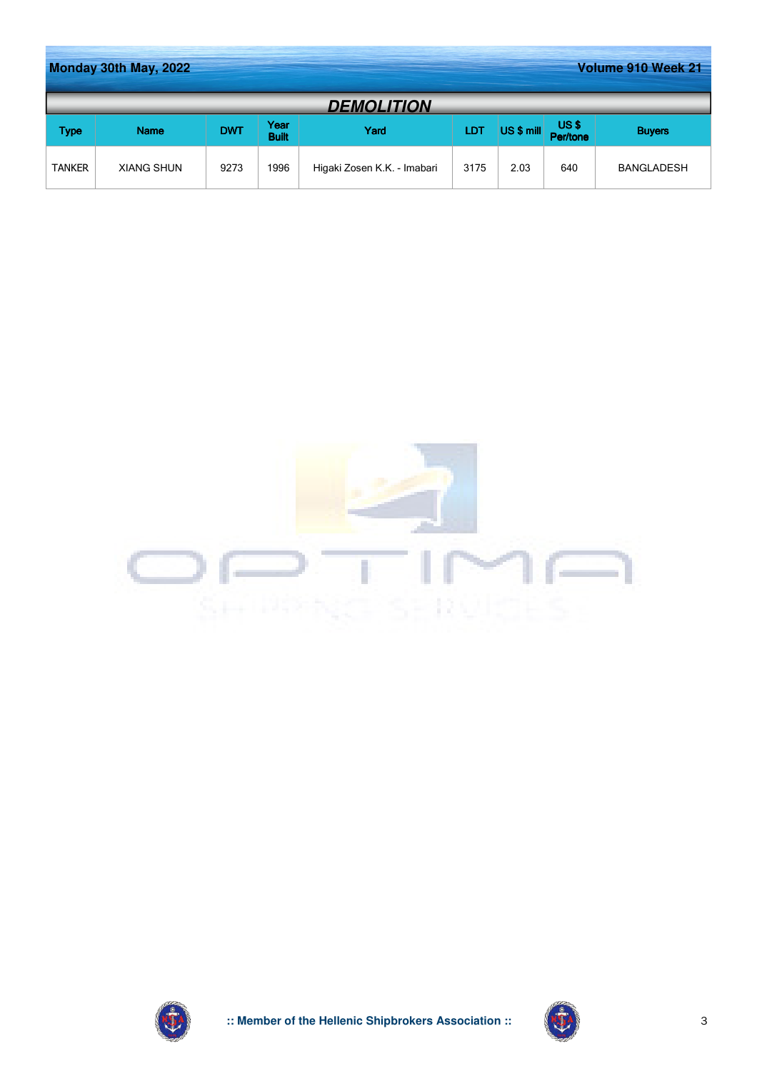## DEMOLITION

| Type | Name | DWT | Year Built | Yard | LDT | US $ mill | US $ Per/tone | Buyers |
|---|---|---|---|---|---|---|---|---|
| TANKER | XIANG SHUN | 9273 | 1996 | Higaki Zosen K.K. - Imabari | 3175 | 2.03 | 640 | BANGLADESH |

:: Member of the Hellenic Shipbrokers Association ::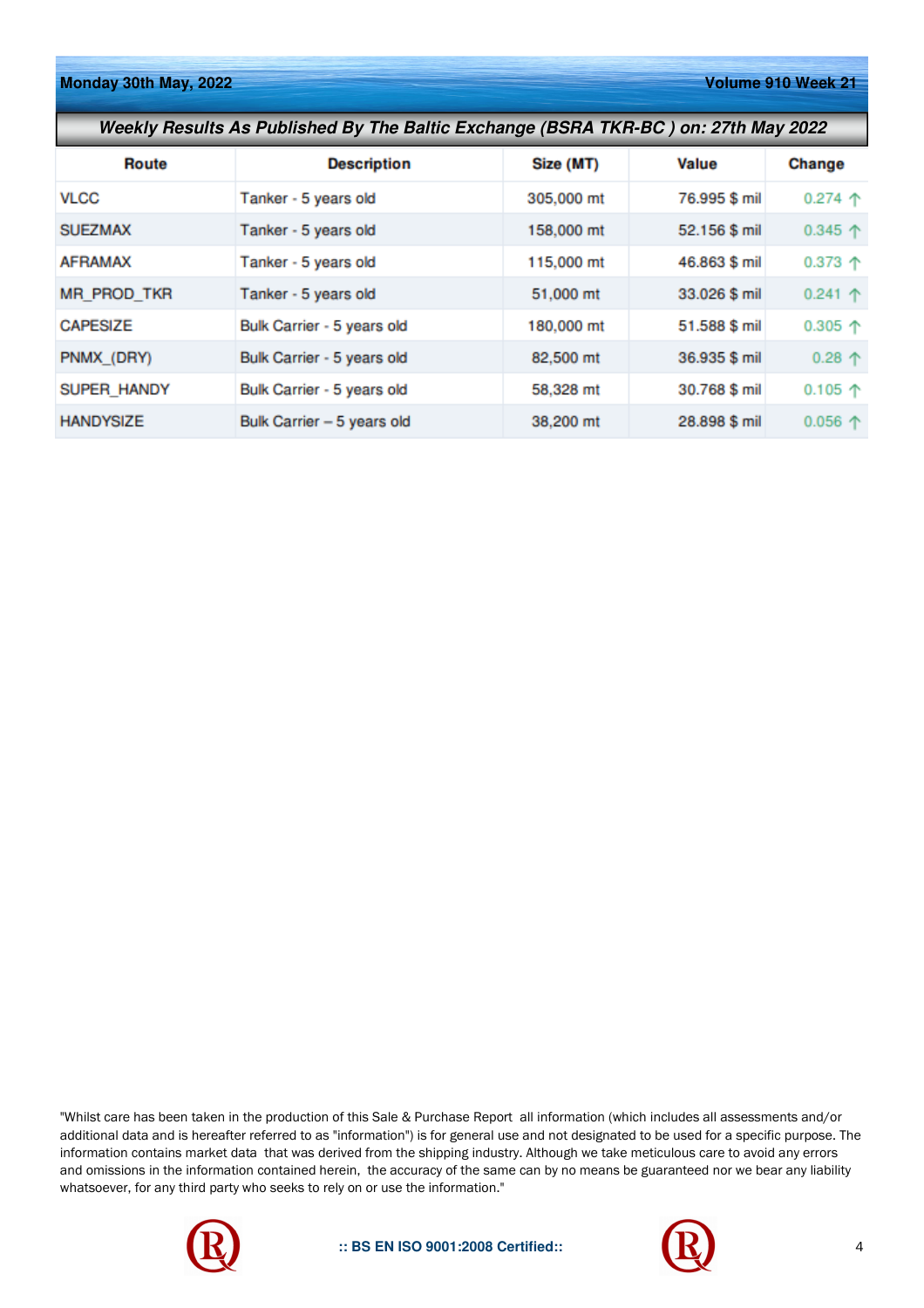## Weekly Results As Published By The Baltic Exchange (BSRA TKR-BC ) on: 27th May 2022

| Route | Description | Size (MT) | Value | Change |
|---|---|---|---|---|
| VLCC | Tanker - 5 years old | 305,000 mt | 76.995 $ mil | 0.274 ↑ |
| SUEZMAX | Tanker - 5 years old | 158,000 mt | 52.156 $ mil | 0.345 ↑ |
| AFRAMAX | Tanker - 5 years old | 115,000 mt | 46.863 $ mil | 0.373 ↑ |
| MR_PROD_TKR | Tanker - 5 years old | 51,000 mt | 33.026 $ mil | 0.241 ↑ |
| CAPESIZE | Bulk Carrier - 5 years old | 180,000 mt | 51.588 $ mil | 0.305 ↑ |
| PNMX_(DRY) | Bulk Carrier - 5 years old | 82,500 mt | 36.935 $ mil | 0.28 ↑ |
| SUPER_HANDY | Bulk Carrier - 5 years old | 58,328 mt | 30.768 $ mil | 0.105 ↑ |
| HANDYSIZE | Bulk Carrier – 5 years old | 38,200 mt | 28.898 $ mil | 0.056 ↑ |

"Whilst care has been taken in the production of this Sale & Purchase Report all information (which includes all assessments and/or additional data and is hereafter referred to as "information") is for general use and not designated to be used for a specific purpose. The information contains market data that was derived from the shipping industry. Although we take meticulous care to avoid any errors and omissions in the information contained herein, the accuracy of the same can by no means be guaranteed nor we bear any liability whatsoever, for any third party who seeks to rely on or use the information."

:: BS EN ISO 9001:2008 Certified::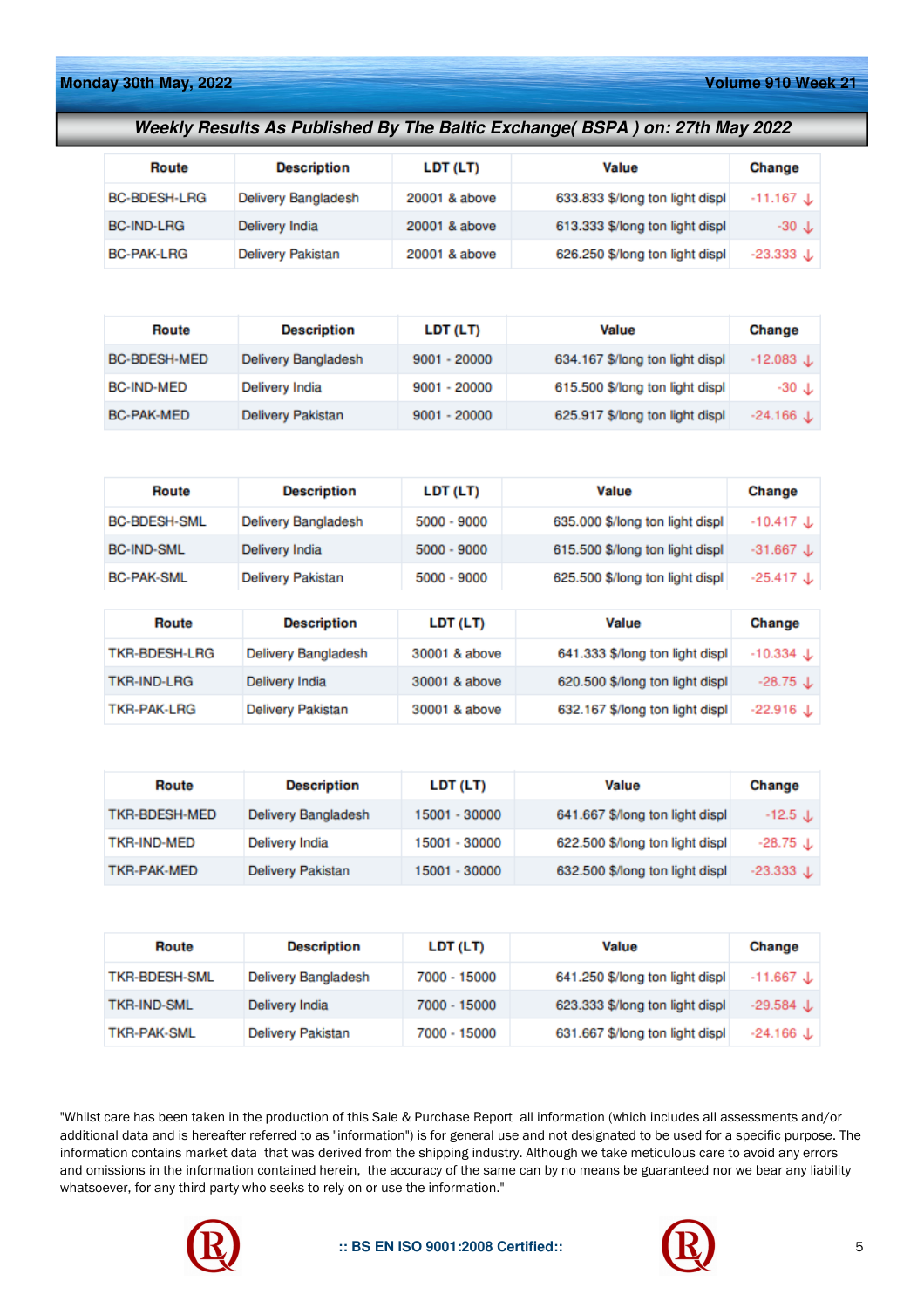## Weekly Results As Published By The Baltic Exchange( BSPA ) on: 27th May 2022

| Route | Description | LDT (LT) | Value | Change |
|---|---|---|---|---|
| BC-BDESH-LRG | Delivery Bangladesh | 20001 & above | 633.833 $/long ton light displ | -11.167 ↓ |
| BC-IND-LRG | Delivery India | 20001 & above | 613.333 $/long ton light displ | -30 ↓ |
| BC-PAK-LRG | Delivery Pakistan | 20001 & above | 626.250 $/long ton light displ | -23.333 ↓ |

| Route | Description | LDT (LT) | Value | Change |
|---|---|---|---|---|
| BC-BDESH-MED | Delivery Bangladesh | 9001 - 20000 | 634.167 $/long ton light displ | -12.083 ↓ |
| BC-IND-MED | Delivery India | 9001 - 20000 | 615.500 $/long ton light displ | -30 ↓ |
| BC-PAK-MED | Delivery Pakistan | 9001 - 20000 | 625.917 $/long ton light displ | -24.166 ↓ |

| Route | Description | LDT (LT) | Value | Change |
|---|---|---|---|---|
| BC-BDESH-SML | Delivery Bangladesh | 5000 - 9000 | 635.000 $/long ton light displ | -10.417 ↓ |
| BC-IND-SML | Delivery India | 5000 - 9000 | 615.500 $/long ton light displ | -31.667 ↓ |
| BC-PAK-SML | Delivery Pakistan | 5000 - 9000 | 625.500 $/long ton light displ | -25.417 ↓ |

| Route | Description | LDT (LT) | Value | Change |
|---|---|---|---|---|
| TKR-BDESH-LRG | Delivery Bangladesh | 30001 & above | 641.333 $/long ton light displ | -10.334 ↓ |
| TKR-IND-LRG | Delivery India | 30001 & above | 620.500 $/long ton light displ | -28.75 ↓ |
| TKR-PAK-LRG | Delivery Pakistan | 30001 & above | 632.167 $/long ton light displ | -22.916 ↓ |

| Route | Description | LDT (LT) | Value | Change |
|---|---|---|---|---|
| TKR-BDESH-MED | Delivery Bangladesh | 15001 - 30000 | 641.667 $/long ton light displ | -12.5 ↓ |
| TKR-IND-MED | Delivery India | 15001 - 30000 | 622.500 $/long ton light displ | -28.75 ↓ |
| TKR-PAK-MED | Delivery Pakistan | 15001 - 30000 | 632.500 $/long ton light displ | -23.333 ↓ |

| Route | Description | LDT (LT) | Value | Change |
|---|---|---|---|---|
| TKR-BDESH-SML | Delivery Bangladesh | 7000 - 15000 | 641.250 $/long ton light displ | -11.667 ↓ |
| TKR-IND-SML | Delivery India | 7000 - 15000 | 623.333 $/long ton light displ | -29.584 ↓ |
| TKR-PAK-SML | Delivery Pakistan | 7000 - 15000 | 631.667 $/long ton light displ | -24.166 ↓ |

"Whilst care has been taken in the production of this Sale & Purchase Report all information (which includes all assessments and/or additional data and is hereafter referred to as "information") is for general use and not designated to be used for a specific purpose. The information contains market data that was derived from the shipping industry. Although we take meticulous care to avoid any errors and omissions in the information contained herein, the accuracy of the same can by no means be guaranteed nor we bear any liability whatsoever, for any third party who seeks to rely on or use the information."

:: BS EN ISO 9001:2008 Certified::